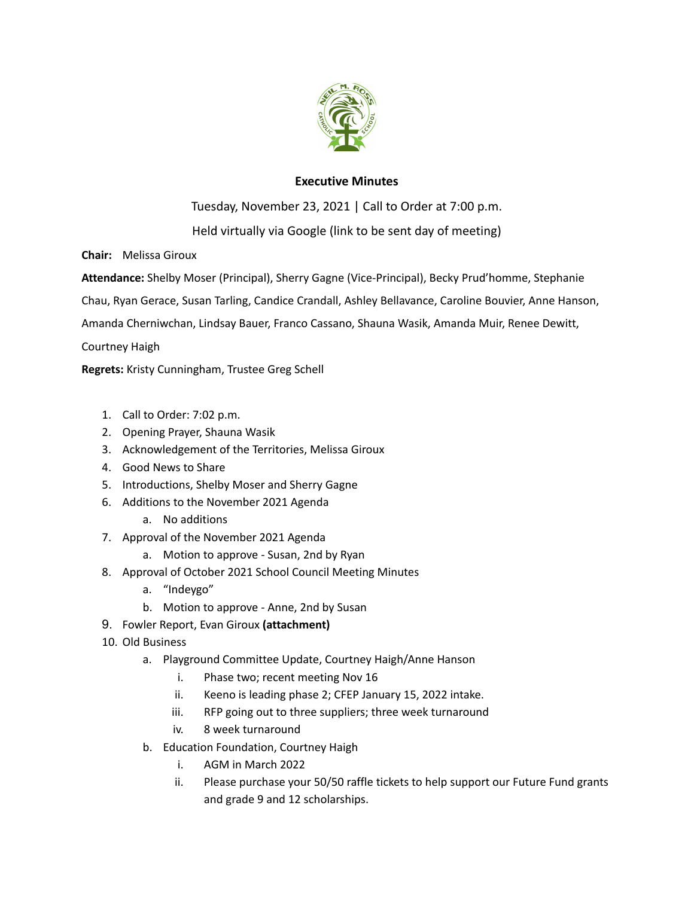## Executive Minutes

Tuesday, November 23, 2021 | Call to Order at 7:00 p.m.

Held virtually via Google (link to be sent day of meeting)

**Chair:** Melissa Giroux

**Attendance:** Shelby Moser (Principal), Sherry Gagne (Vice-Principal), Becky Prud'homme, Stephanie Chau, Ryan Gerace, Susan Tarling, Candice Crandall, Ashley Bellavance, Caroline Bouvier, Anne Hanson, Amanda Cherniwchan, Lindsay Bauer, Franco Cassano, Shauna Wasik, Amanda Muir, Renee Dewitt, Courtney Haigh

**Regrets:** Kristy Cunningham, Trustee Greg Schell

1. Call to Order: 7:02 p.m.
2. Opening Prayer, Shauna Wasik
3. Acknowledgement of the Territories, Melissa Giroux
4. Good News to Share
5. Introductions, Shelby Moser and Sherry Gagne
6. Additions to the November 2021 Agenda
    a. No additions
7. Approval of the November 2021 Agenda
    a. Motion to approve - Susan, 2nd by Ryan
8. Approval of October 2021 School Council Meeting Minutes
    a. "Indeygo"
    b. Motion to approve - Anne, 2nd by Susan
9. Fowler Report, Evan Giroux **(attachment)**
10. Old Business
    a. Playground Committee Update, Courtney Haigh/Anne Hanson
        i. Phase two; recent meeting Nov 16
        ii. Keeno is leading phase 2; CFEP January 15, 2022 intake.
        iii. RFP going out to three suppliers; three week turnaround
        iv. 8 week turnaround
    b. Education Foundation, Courtney Haigh
        i. AGM in March 2022
        ii. Please purchase your 50/50 raffle tickets to help support our Future Fund grants and grade 9 and 12 scholarships.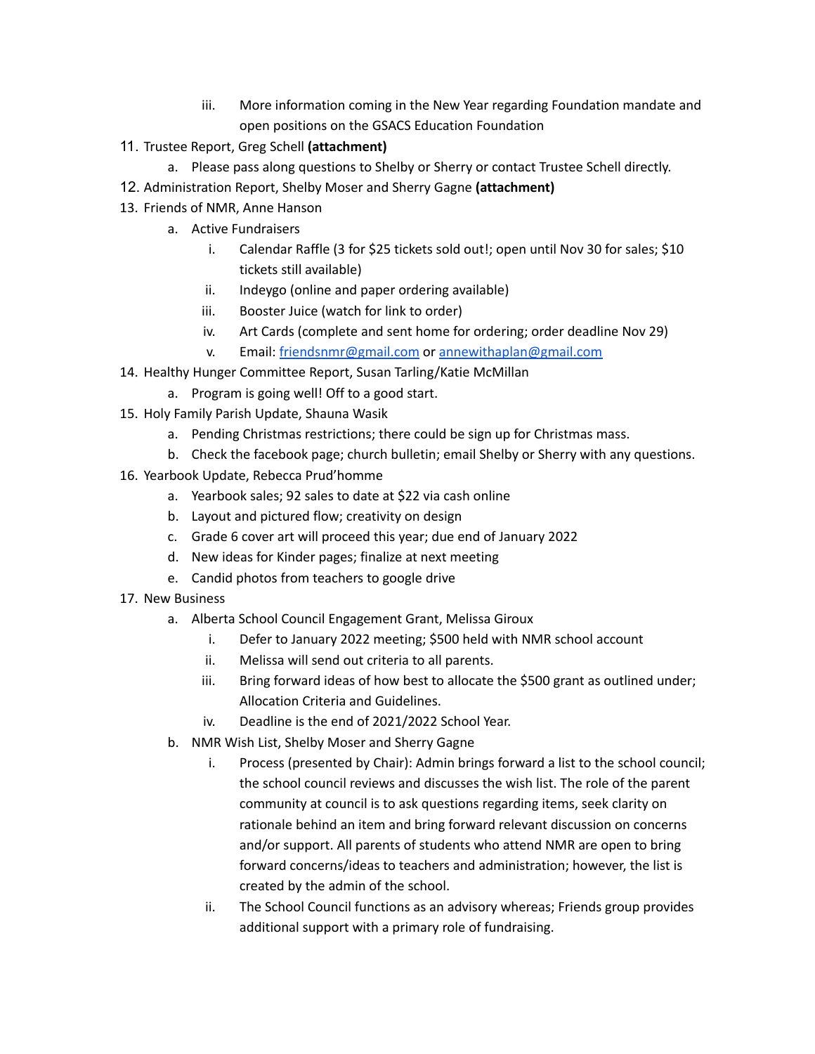iii. More information coming in the New Year regarding Foundation mandate and open positions on the GSACS Education Foundation

11. Trustee Report, Greg Schell **(attachment)**
    a. Please pass along questions to Shelby or Sherry or contact Trustee Schell directly.
12. Administration Report, Shelby Moser and Sherry Gagne **(attachment)**
13. Friends of NMR, Anne Hanson
    a. Active Fundraisers
        i. Calendar Raffle (3 for $25 tickets sold out!; open until Nov 30 for sales; $10 tickets still available)
        ii. Indeygo (online and paper ordering available)
        iii. Booster Juice (watch for link to order)
        iv. Art Cards (complete and sent home for ordering; order deadline Nov 29)
        v. Email: friendsnmr@gmail.com or annewithaplan@gmail.com
14. Healthy Hunger Committee Report, Susan Tarling/Katie McMillan
    a. Program is going well! Off to a good start.
15. Holy Family Parish Update, Shauna Wasik
    a. Pending Christmas restrictions; there could be sign up for Christmas mass.
    b. Check the facebook page; church bulletin; email Shelby or Sherry with any questions.
16. Yearbook Update, Rebecca Prud'homme
    a. Yearbook sales; 92 sales to date at $22 via cash online
    b. Layout and pictured flow; creativity on design
    c. Grade 6 cover art will proceed this year; due end of January 2022
    d. New ideas for Kinder pages; finalize at next meeting
    e. Candid photos from teachers to google drive
17. New Business
    a. Alberta School Council Engagement Grant, Melissa Giroux
        i. Defer to January 2022 meeting; $500 held with NMR school account
        ii. Melissa will send out criteria to all parents.
        iii. Bring forward ideas of how best to allocate the $500 grant as outlined under; Allocation Criteria and Guidelines.
        iv. Deadline is the end of 2021/2022 School Year.
    b. NMR Wish List, Shelby Moser and Sherry Gagne
        i. Process (presented by Chair): Admin brings forward a list to the school council; the school council reviews and discusses the wish list. The role of the parent community at council is to ask questions regarding items, seek clarity on rationale behind an item and bring forward relevant discussion on concerns and/or support. All parents of students who attend NMR are open to bring forward concerns/ideas to teachers and administration; however, the list is created by the admin of the school.
        ii. The School Council functions as an advisory whereas; Friends group provides additional support with a primary role of fundraising.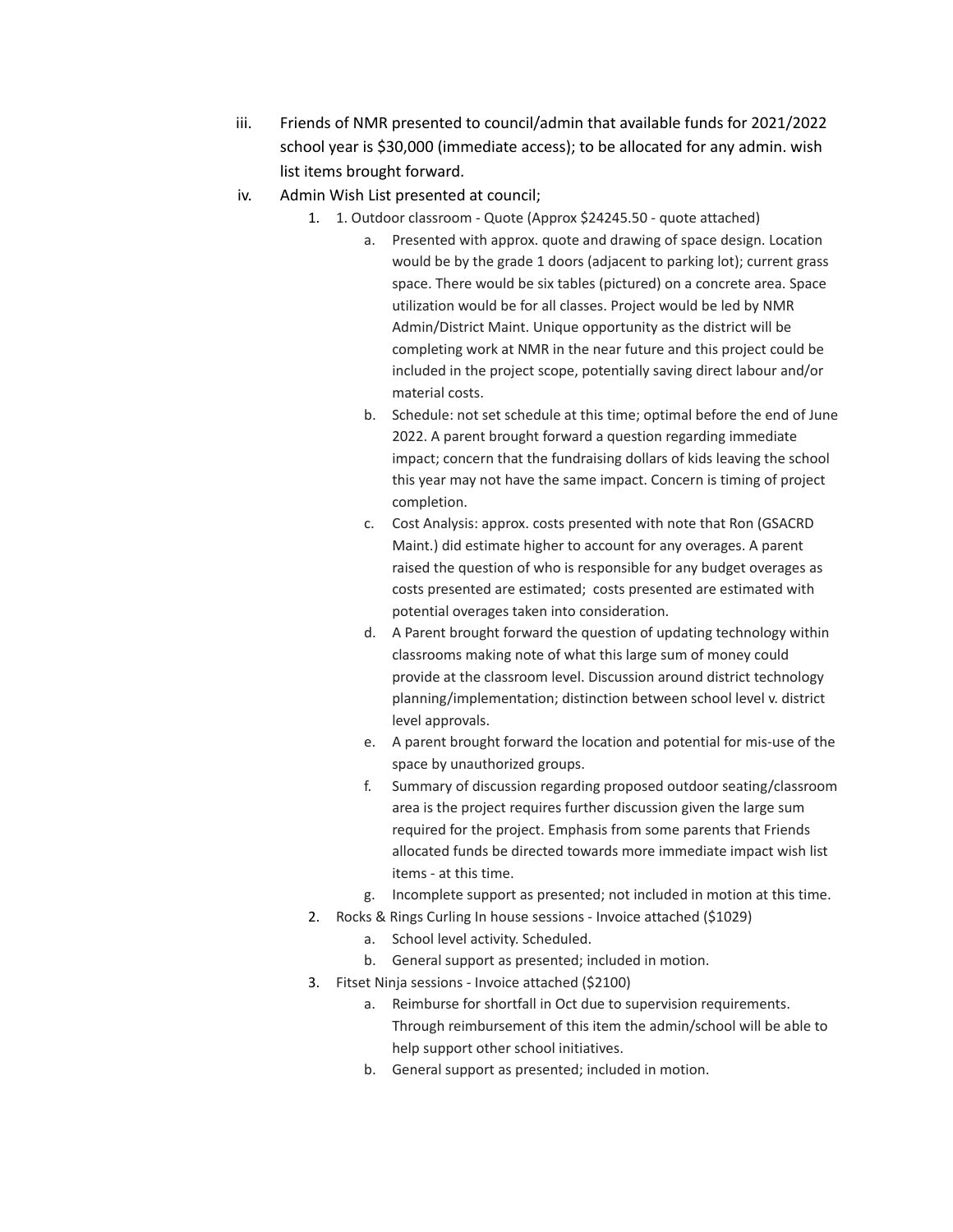iii. Friends of NMR presented to council/admin that available funds for 2021/2022 school year is $30,000 (immediate access); to be allocated for any admin. wish list items brought forward.

iv. Admin Wish List presented at council;

1. 1. Outdoor classroom - Quote (Approx $24245.50 - quote attached)
    a. Presented with approx. quote and drawing of space design. Location would be by the grade 1 doors (adjacent to parking lot); current grass space. There would be six tables (pictured) on a concrete area. Space utilization would be for all classes. Project would be led by NMR Admin/District Maint. Unique opportunity as the district will be completing work at NMR in the near future and this project could be included in the project scope, potentially saving direct labour and/or material costs.
    b. Schedule: not set schedule at this time; optimal before the end of June 2022. A parent brought forward a question regarding immediate impact; concern that the fundraising dollars of kids leaving the school this year may not have the same impact. Concern is timing of project completion.
    c. Cost Analysis: approx. costs presented with note that Ron (GSACRD Maint.) did estimate higher to account for any overages. A parent raised the question of who is responsible for any budget overages as costs presented are estimated;  costs presented are estimated with potential overages taken into consideration.
    d. A Parent brought forward the question of updating technology within classrooms making note of what this large sum of money could provide at the classroom level. Discussion around district technology planning/implementation; distinction between school level v. district level approvals.
    e. A parent brought forward the location and potential for mis-use of the space by unauthorized groups.
    f. Summary of discussion regarding proposed outdoor seating/classroom area is the project requires further discussion given the large sum required for the project. Emphasis from some parents that Friends allocated funds be directed towards more immediate impact wish list items - at this time.
    g. Incomplete support as presented; not included in motion at this time.
2. Rocks & Rings Curling In house sessions - Invoice attached ($1029)
    a. School level activity. Scheduled.
    b. General support as presented; included in motion.
3. Fitset Ninja sessions - Invoice attached ($2100)
    a. Reimburse for shortfall in Oct due to supervision requirements. Through reimbursement of this item the admin/school will be able to help support other school initiatives.
    b. General support as presented; included in motion.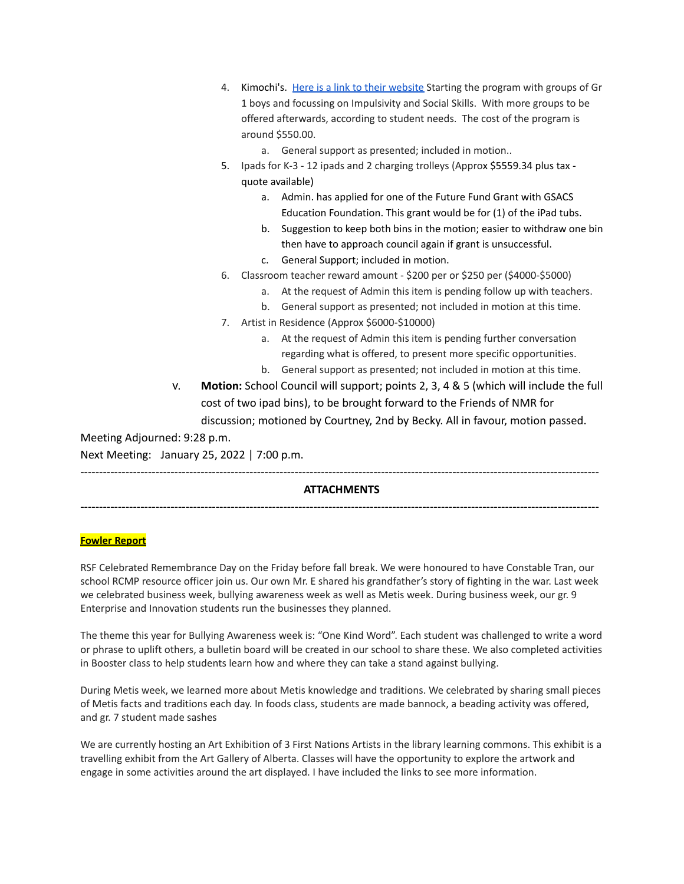4. Kimochi's. [Here is a link to their website]() Starting the program with groups of Gr 1 boys and focussing on Impulsivity and Social Skills. With more groups to be offered afterwards, according to student needs. The cost of the program is around $550.00.
   a. General support as presented; included in motion..
5. Ipads for K-3 - 12 ipads and 2 charging trolleys (Approx $5559.34 plus tax - quote available)
   a. Admin. has applied for one of the Future Fund Grant with GSACS Education Foundation. This grant would be for (1) of the iPad tubs.
   b. Suggestion to keep both bins in the motion; easier to withdraw one bin then have to approach council again if grant is unsuccessful.
   c. General Support; included in motion.
6. Classroom teacher reward amount - $200 per or $250 per ($4000-$5000)
   a. At the request of Admin this item is pending follow up with teachers.
   b. General support as presented; not included in motion at this time.
7. Artist in Residence (Approx $6000-$10000)
   a. At the request of Admin this item is pending further conversation regarding what is offered, to present more specific opportunities.
   b. General support as presented; not included in motion at this time.

v. **Motion:** School Council will support; points 2, 3, 4 & 5 (which will include the full cost of two ipad bins), to be brought forward to the Friends of NMR for discussion; motioned by Courtney, 2nd by Becky. All in favour, motion passed.

Meeting Adjourned: 9:28 p.m.

Next Meeting: January 25, 2022 | 7:00 p.m.

---

**ATTACHMENTS**

---

**Fowler Report**

RSF Celebrated Remembrance Day on the Friday before fall break. We were honoured to have Constable Tran, our school RCMP resource officer join us. Our own Mr. E shared his grandfather's story of fighting in the war. Last week we celebrated business week, bullying awareness week as well as Metis week. During business week, our gr. 9 Enterprise and Innovation students run the businesses they planned.

The theme this year for Bullying Awareness week is: "One Kind Word". Each student was challenged to write a word or phrase to uplift others, a bulletin board will be created in our school to share these. We also completed activities in Booster class to help students learn how and where they can take a stand against bullying.

During Metis week, we learned more about Metis knowledge and traditions. We celebrated by sharing small pieces of Metis facts and traditions each day. In foods class, students are made bannock, a beading activity was offered, and gr. 7 student made sashes

We are currently hosting an Art Exhibition of 3 First Nations Artists in the library learning commons. This exhibit is a travelling exhibit from the Art Gallery of Alberta. Classes will have the opportunity to explore the artwork and engage in some activities around the art displayed. I have included the links to see more information.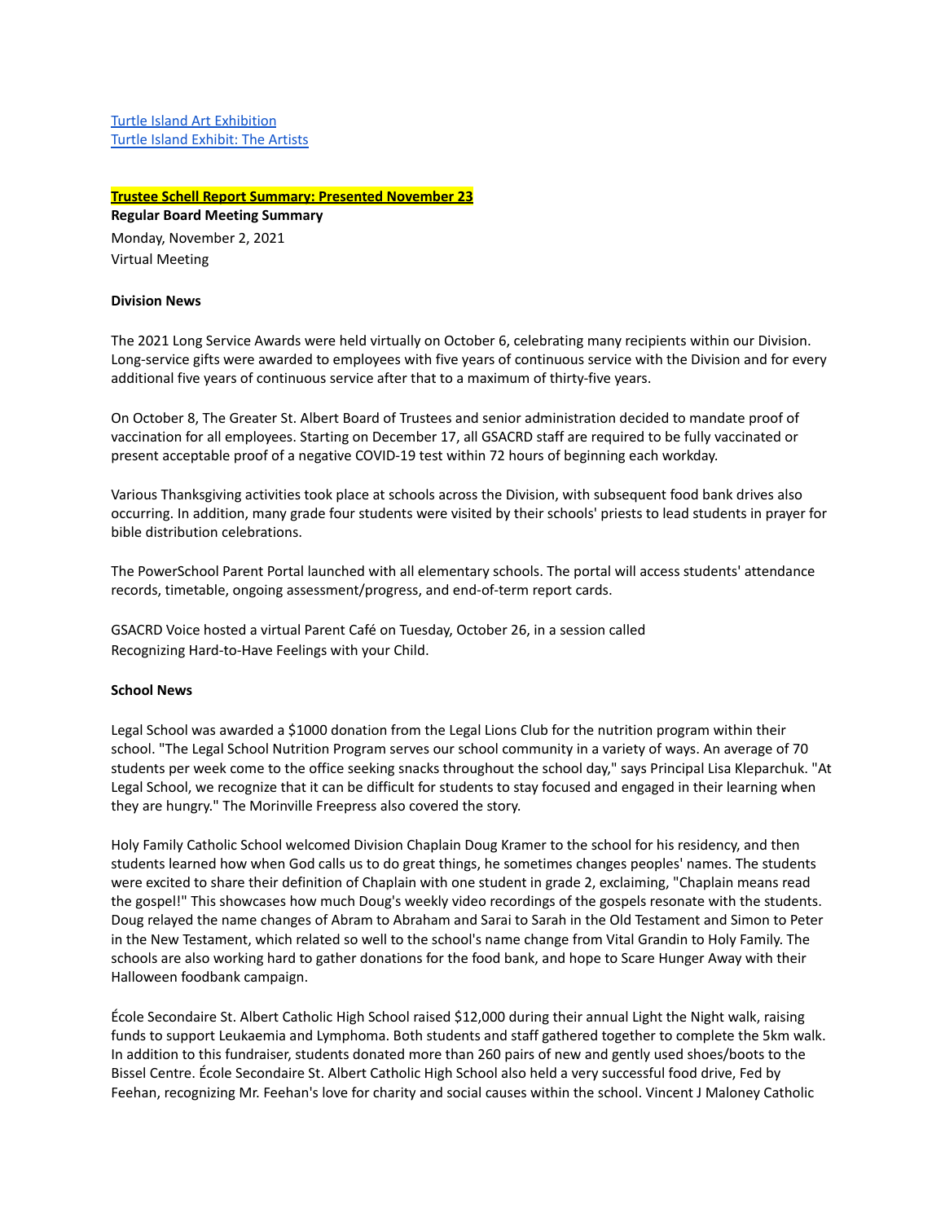[Turtle Island Art Exhibition](#)
[Turtle Island Exhibit: The Artists](#)

**Trustee Schell Report Summary: Presented November 23**

**Regular Board Meeting Summary**

Monday, November 2, 2021
Virtual Meeting

**Division News**

The 2021 Long Service Awards were held virtually on October 6, celebrating many recipients within our Division. Long-service gifts were awarded to employees with five years of continuous service with the Division and for every additional five years of continuous service after that to a maximum of thirty-five years.

On October 8, The Greater St. Albert Board of Trustees and senior administration decided to mandate proof of vaccination for all employees. Starting on December 17, all GSACRD staff are required to be fully vaccinated or present acceptable proof of a negative COVID-19 test within 72 hours of beginning each workday.

Various Thanksgiving activities took place at schools across the Division, with subsequent food bank drives also occurring. In addition, many grade four students were visited by their schools' priests to lead students in prayer for bible distribution celebrations.

The PowerSchool Parent Portal launched with all elementary schools. The portal will access students' attendance records, timetable, ongoing assessment/progress, and end-of-term report cards.

GSACRD Voice hosted a virtual Parent Café on Tuesday, October 26, in a session called Recognizing Hard-to-Have Feelings with your Child.

**School News**

Legal School was awarded a $1000 donation from the Legal Lions Club for the nutrition program within their school. "The Legal School Nutrition Program serves our school community in a variety of ways. An average of 70 students per week come to the office seeking snacks throughout the school day," says Principal Lisa Kleparchuk. "At Legal School, we recognize that it can be difficult for students to stay focused and engaged in their learning when they are hungry." The Morinville Freepress also covered the story.

Holy Family Catholic School welcomed Division Chaplain Doug Kramer to the school for his residency, and then students learned how when God calls us to do great things, he sometimes changes peoples' names. The students were excited to share their definition of Chaplain with one student in grade 2, exclaiming, "Chaplain means read the gospel!" This showcases how much Doug's weekly video recordings of the gospels resonate with the students. Doug relayed the name changes of Abram to Abraham and Sarai to Sarah in the Old Testament and Simon to Peter in the New Testament, which related so well to the school's name change from Vital Grandin to Holy Family. The schools are also working hard to gather donations for the food bank, and hope to Scare Hunger Away with their Halloween foodbank campaign.

École Secondaire St. Albert Catholic High School raised $12,000 during their annual Light the Night walk, raising funds to support Leukaemia and Lymphoma. Both students and staff gathered together to complete the 5km walk. In addition to this fundraiser, students donated more than 260 pairs of new and gently used shoes/boots to the Bissel Centre. École Secondaire St. Albert Catholic High School also held a very successful food drive, Fed by Feehan, recognizing Mr. Feehan's love for charity and social causes within the school. Vincent J Maloney Catholic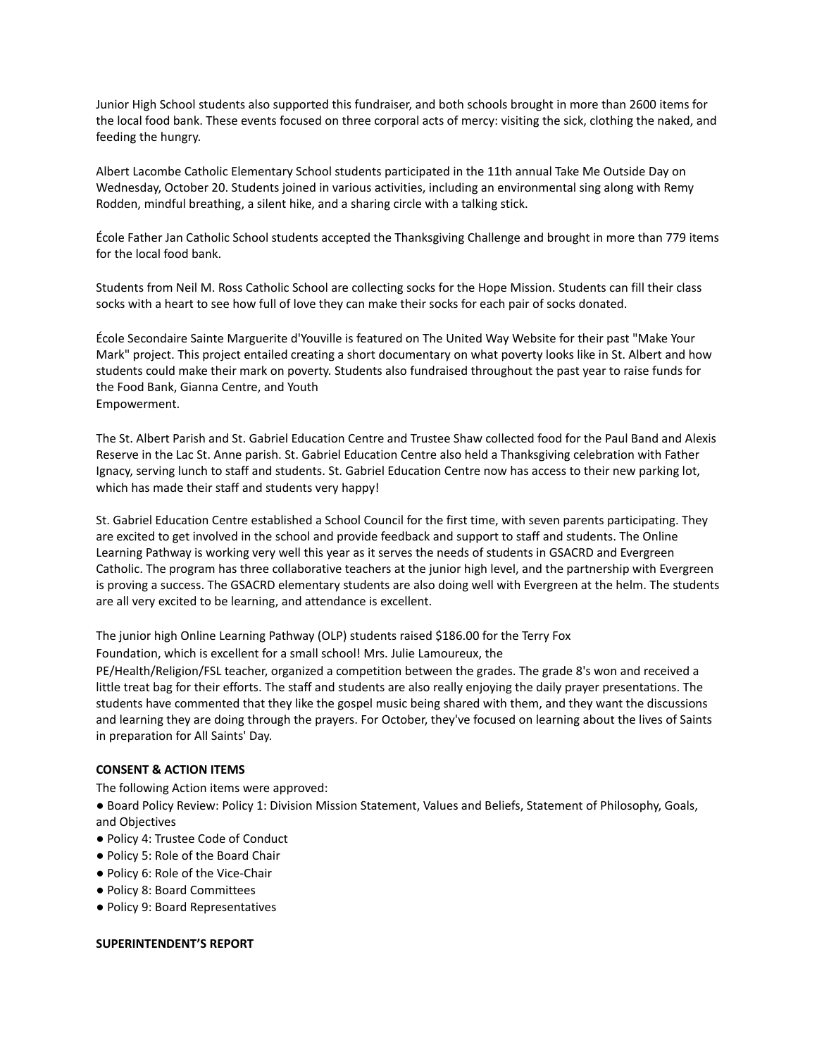Junior High School students also supported this fundraiser, and both schools brought in more than 2600 items for the local food bank. These events focused on three corporal acts of mercy: visiting the sick, clothing the naked, and feeding the hungry.

Albert Lacombe Catholic Elementary School students participated in the 11th annual Take Me Outside Day on Wednesday, October 20. Students joined in various activities, including an environmental sing along with Remy Rodden, mindful breathing, a silent hike, and a sharing circle with a talking stick.

École Father Jan Catholic School students accepted the Thanksgiving Challenge and brought in more than 779 items for the local food bank.

Students from Neil M. Ross Catholic School are collecting socks for the Hope Mission. Students can fill their class socks with a heart to see how full of love they can make their socks for each pair of socks donated.

École Secondaire Sainte Marguerite d'Youville is featured on The United Way Website for their past "Make Your Mark" project. This project entailed creating a short documentary on what poverty looks like in St. Albert and how students could make their mark on poverty. Students also fundraised throughout the past year to raise funds for the Food Bank, Gianna Centre, and Youth Empowerment.

The St. Albert Parish and St. Gabriel Education Centre and Trustee Shaw collected food for the Paul Band and Alexis Reserve in the Lac St. Anne parish. St. Gabriel Education Centre also held a Thanksgiving celebration with Father Ignacy, serving lunch to staff and students. St. Gabriel Education Centre now has access to their new parking lot, which has made their staff and students very happy!

St. Gabriel Education Centre established a School Council for the first time, with seven parents participating. They are excited to get involved in the school and provide feedback and support to staff and students. The Online Learning Pathway is working very well this year as it serves the needs of students in GSACRD and Evergreen Catholic. The program has three collaborative teachers at the junior high level, and the partnership with Evergreen is proving a success. The GSACRD elementary students are also doing well with Evergreen at the helm. The students are all very excited to be learning, and attendance is excellent.

The junior high Online Learning Pathway (OLP) students raised $186.00 for the Terry Fox Foundation, which is excellent for a small school! Mrs. Julie Lamoureux, the PE/Health/Religion/FSL teacher, organized a competition between the grades. The grade 8's won and received a little treat bag for their efforts. The staff and students are also really enjoying the daily prayer presentations. The students have commented that they like the gospel music being shared with them, and they want the discussions and learning they are doing through the prayers. For October, they've focused on learning about the lives of Saints in preparation for All Saints' Day.

**CONSENT & ACTION ITEMS**

The following Action items were approved:

- Board Policy Review: Policy 1: Division Mission Statement, Values and Beliefs, Statement of Philosophy, Goals, and Objectives
- Policy 4: Trustee Code of Conduct
- Policy 5: Role of the Board Chair
- Policy 6: Role of the Vice-Chair
- Policy 8: Board Committees
- Policy 9: Board Representatives

**SUPERINTENDENT'S REPORT**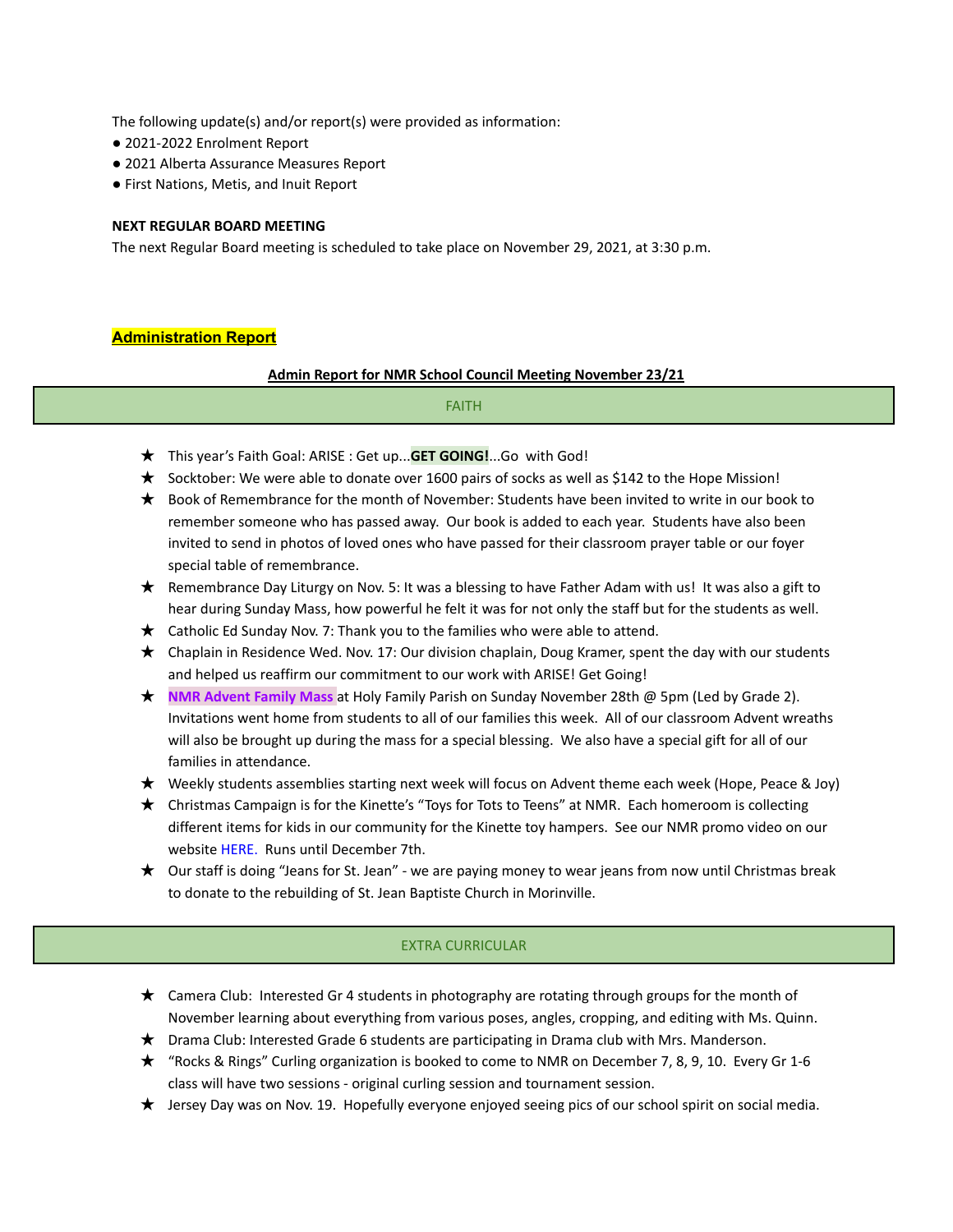The following update(s) and/or report(s) were provided as information:

- 2021-2022 Enrolment Report
- 2021 Alberta Assurance Measures Report
- First Nations, Metis, and Inuit Report

**NEXT REGULAR BOARD MEETING**

The next Regular Board meeting is scheduled to take place on November 29, 2021, at 3:30 p.m.

## Administration Report

**Admin Report for NMR School Council Meeting November 23/21**

### FAITH

- This year's Faith Goal: ARISE : Get up...**GET GOING!**...Go with God!
- Socktober: We were able to donate over 1600 pairs of socks as well as $142 to the Hope Mission!
- Book of Remembrance for the month of November: Students have been invited to write in our book to remember someone who has passed away. Our book is added to each year. Students have also been invited to send in photos of loved ones who have passed for their classroom prayer table or our foyer special table of remembrance.
- Remembrance Day Liturgy on Nov. 5: It was a blessing to have Father Adam with us! It was also a gift to hear during Sunday Mass, how powerful he felt it was for not only the staff but for the students as well.
- Catholic Ed Sunday Nov. 7: Thank you to the families who were able to attend.
- Chaplain in Residence Wed. Nov. 17: Our division chaplain, Doug Kramer, spent the day with our students and helped us reaffirm our commitment to our work with ARISE! Get Going!
- **NMR Advent Family Mass** at Holy Family Parish on Sunday November 28th @ 5pm (Led by Grade 2). Invitations went home from students to all of our families this week. All of our classroom Advent wreaths will also be brought up during the mass for a special blessing. We also have a special gift for all of our families in attendance.
- Weekly students assemblies starting next week will focus on Advent theme each week (Hope, Peace & Joy)
- Christmas Campaign is for the Kinette's "Toys for Tots to Teens" at NMR. Each homeroom is collecting different items for kids in our community for the Kinette toy hampers. See our NMR promo video on our website HERE. Runs until December 7th.
- Our staff is doing "Jeans for St. Jean" - we are paying money to wear jeans from now until Christmas break to donate to the rebuilding of St. Jean Baptiste Church in Morinville.

### EXTRA CURRICULAR

- Camera Club: Interested Gr 4 students in photography are rotating through groups for the month of November learning about everything from various poses, angles, cropping, and editing with Ms. Quinn.
- Drama Club: Interested Grade 6 students are participating in Drama club with Mrs. Manderson.
- "Rocks & Rings" Curling organization is booked to come to NMR on December 7, 8, 9, 10. Every Gr 1-6 class will have two sessions - original curling session and tournament session.
- Jersey Day was on Nov. 19. Hopefully everyone enjoyed seeing pics of our school spirit on social media.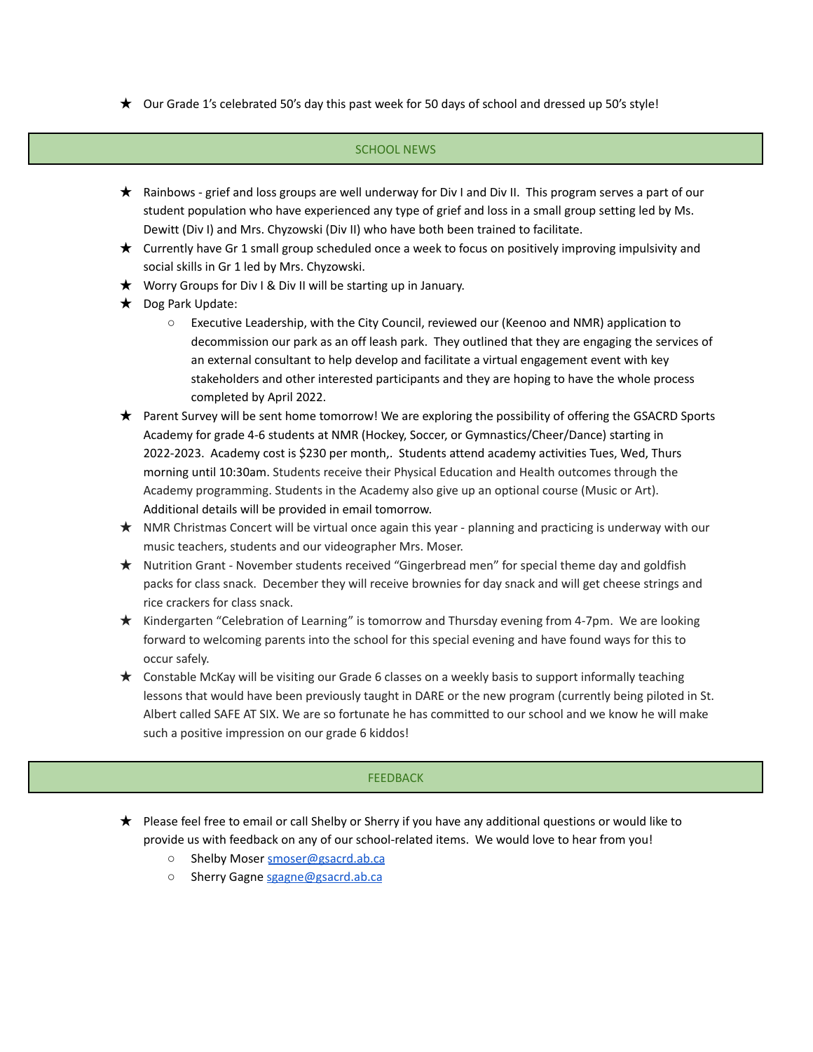- Our Grade 1's celebrated 50's day this past week for 50 days of school and dressed up 50's style!

## SCHOOL NEWS

- Rainbows - grief and loss groups are well underway for Div I and Div II. This program serves a part of our student population who have experienced any type of grief and loss in a small group setting led by Ms. Dewitt (Div I) and Mrs. Chyzowski (Div II) who have both been trained to facilitate.
- Currently have Gr 1 small group scheduled once a week to focus on positively improving impulsivity and social skills in Gr 1 led by Mrs. Chyzowski.
- Worry Groups for Div I & Div II will be starting up in January.
- Dog Park Update:
  - Executive Leadership, with the City Council, reviewed our (Keenoo and NMR) application to decommission our park as an off leash park. They outlined that they are engaging the services of an external consultant to help develop and facilitate a virtual engagement event with key stakeholders and other interested participants and they are hoping to have the whole process completed by April 2022.
- Parent Survey will be sent home tomorrow! We are exploring the possibility of offering the GSACRD Sports Academy for grade 4-6 students at NMR (Hockey, Soccer, or Gymnastics/Cheer/Dance) starting in 2022-2023. Academy cost is $230 per month,. Students attend academy activities Tues, Wed, Thurs morning until 10:30am. Students receive their Physical Education and Health outcomes through the Academy programming. Students in the Academy also give up an optional course (Music or Art). Additional details will be provided in email tomorrow.
- NMR Christmas Concert will be virtual once again this year - planning and practicing is underway with our music teachers, students and our videographer Mrs. Moser.
- Nutrition Grant - November students received "Gingerbread men" for special theme day and goldfish packs for class snack. December they will receive brownies for day snack and will get cheese strings and rice crackers for class snack.
- Kindergarten "Celebration of Learning" is tomorrow and Thursday evening from 4-7pm. We are looking forward to welcoming parents into the school for this special evening and have found ways for this to occur safely.
- Constable McKay will be visiting our Grade 6 classes on a weekly basis to support informally teaching lessons that would have been previously taught in DARE or the new program (currently being piloted in St. Albert called SAFE AT SIX. We are so fortunate he has committed to our school and we know he will make such a positive impression on our grade 6 kiddos!

## FEEDBACK

- Please feel free to email or call Shelby or Sherry if you have any additional questions or would like to provide us with feedback on any of our school-related items. We would love to hear from you!
  - Shelby Moser smoser@gsacrd.ab.ca
  - Sherry Gagne sgagne@gsacrd.ab.ca